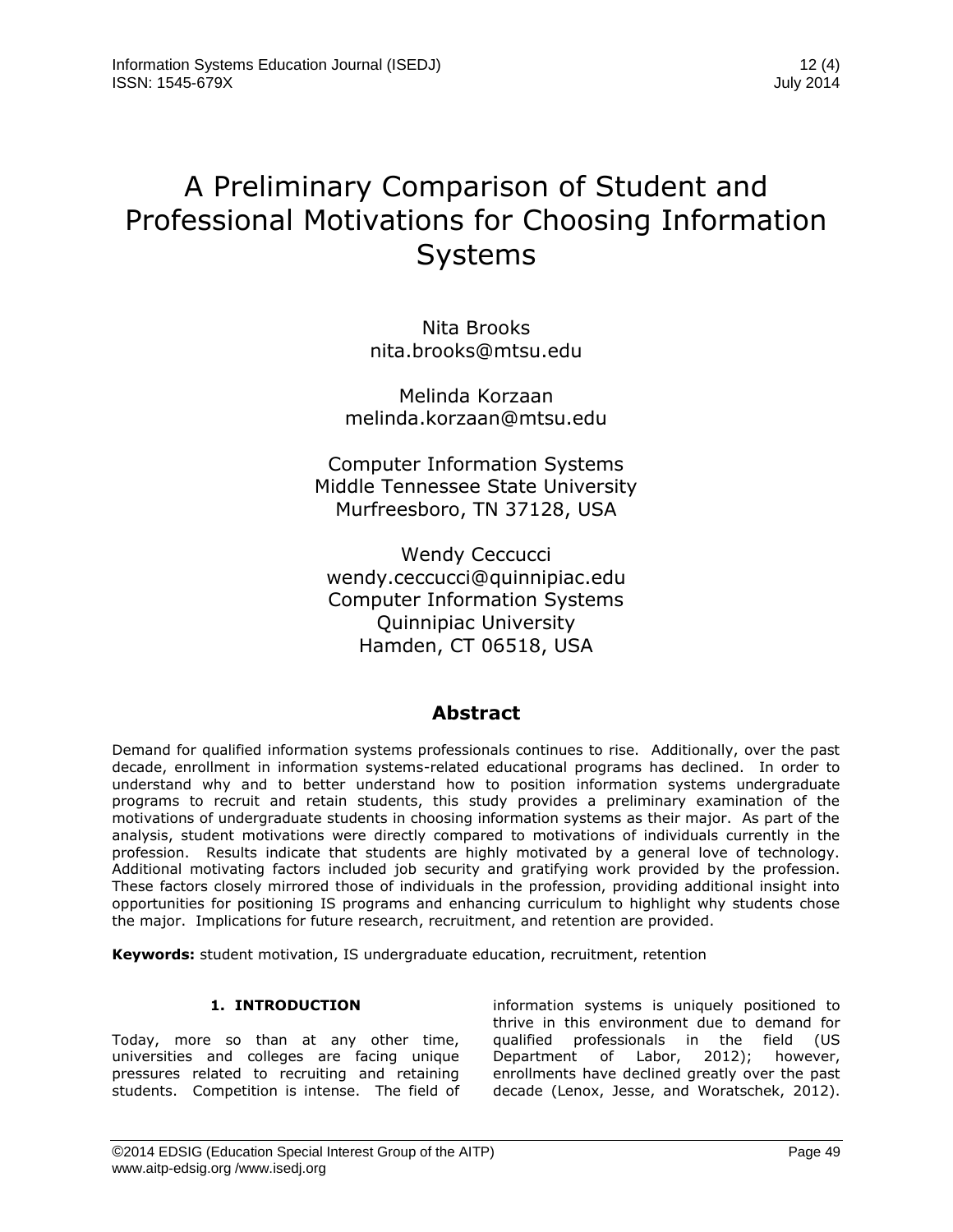# A Preliminary Comparison of Student and Professional Motivations for Choosing Information Systems

Nita Brooks
nita.brooks@mtsu.edu

Melinda Korzaan
melinda.korzaan@mtsu.edu

Computer Information Systems
Middle Tennessee State University
Murfreesboro, TN 37128, USA

Wendy Ceccucci
wendy.ceccucci@quinnipiac.edu
Computer Information Systems
Quinnipiac University
Hamden, CT 06518, USA

## Abstract

Demand for qualified information systems professionals continues to rise. Additionally, over the past decade, enrollment in information systems-related educational programs has declined. In order to understand why and to better understand how to position information systems undergraduate programs to recruit and retain students, this study provides a preliminary examination of the motivations of undergraduate students in choosing information systems as their major. As part of the analysis, student motivations were directly compared to motivations of individuals currently in the profession. Results indicate that students are highly motivated by a general love of technology. Additional motivating factors included job security and gratifying work provided by the profession. These factors closely mirrored those of individuals in the profession, providing additional insight into opportunities for positioning IS programs and enhancing curriculum to highlight why students chose the major. Implications for future research, recruitment, and retention are provided.

**Keywords:** student motivation, IS undergraduate education, recruitment, retention

## 1. INTRODUCTION

Today, more so than at any other time, universities and colleges are facing unique pressures related to recruiting and retaining students. Competition is intense. The field of information systems is uniquely positioned to thrive in this environment due to demand for qualified professionals in the field (US Department of Labor, 2012); however, enrollments have declined greatly over the past decade (Lenox, Jesse, and Woratschek, 2012).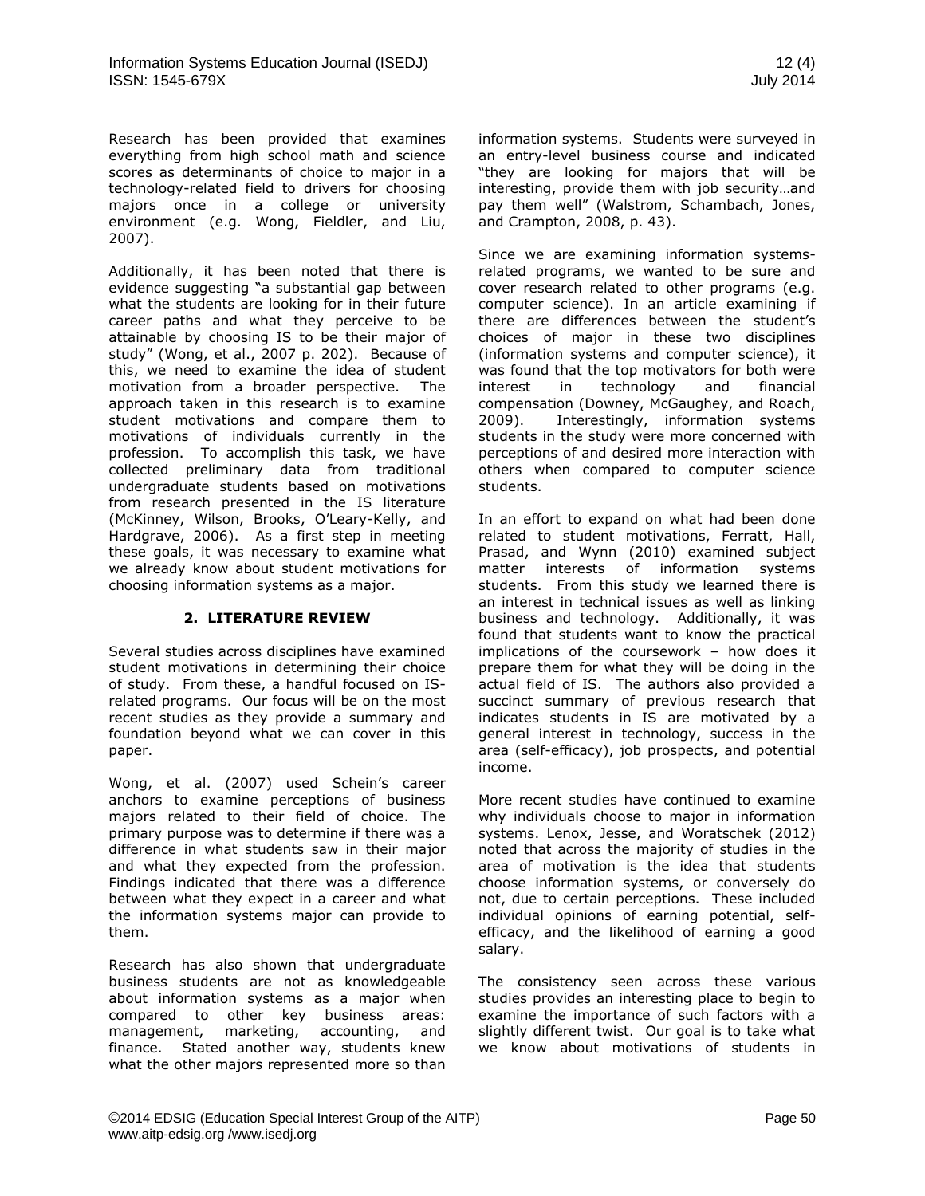Research has been provided that examines everything from high school math and science scores as determinants of choice to major in a technology-related field to drivers for choosing majors once in a college or university environment (e.g. Wong, Fieldler, and Liu, 2007).

Additionally, it has been noted that there is evidence suggesting "a substantial gap between what the students are looking for in their future career paths and what they perceive to be attainable by choosing IS to be their major of study" (Wong, et al., 2007 p. 202). Because of this, we need to examine the idea of student motivation from a broader perspective. The approach taken in this research is to examine student motivations and compare them to motivations of individuals currently in the profession. To accomplish this task, we have collected preliminary data from traditional undergraduate students based on motivations from research presented in the IS literature (McKinney, Wilson, Brooks, O'Leary-Kelly, and Hardgrave, 2006). As a first step in meeting these goals, it was necessary to examine what we already know about student motivations for choosing information systems as a major.

## 2. LITERATURE REVIEW

Several studies across disciplines have examined student motivations in determining their choice of study. From these, a handful focused on IS-related programs. Our focus will be on the most recent studies as they provide a summary and foundation beyond what we can cover in this paper.

Wong, et al. (2007) used Schein's career anchors to examine perceptions of business majors related to their field of choice. The primary purpose was to determine if there was a difference in what students saw in their major and what they expected from the profession. Findings indicated that there was a difference between what they expect in a career and what the information systems major can provide to them.

Research has also shown that undergraduate business students are not as knowledgeable about information systems as a major when compared to other key business areas: management, marketing, accounting, and finance. Stated another way, students knew what the other majors represented more so than information systems. Students were surveyed in an entry-level business course and indicated "they are looking for majors that will be interesting, provide them with job security…and pay them well" (Walstrom, Schambach, Jones, and Crampton, 2008, p. 43).

Since we are examining information systems-related programs, we wanted to be sure and cover research related to other programs (e.g. computer science). In an article examining if there are differences between the student's choices of major in these two disciplines (information systems and computer science), it was found that the top motivators for both were interest in technology and financial compensation (Downey, McGaughey, and Roach, 2009). Interestingly, information systems students in the study were more concerned with perceptions of and desired more interaction with others when compared to computer science students.

In an effort to expand on what had been done related to student motivations, Ferratt, Hall, Prasad, and Wynn (2010) examined subject matter interests of information systems students. From this study we learned there is an interest in technical issues as well as linking business and technology. Additionally, it was found that students want to know the practical implications of the coursework – how does it prepare them for what they will be doing in the actual field of IS. The authors also provided a succinct summary of previous research that indicates students in IS are motivated by a general interest in technology, success in the area (self-efficacy), job prospects, and potential income.

More recent studies have continued to examine why individuals choose to major in information systems. Lenox, Jesse, and Woratschek (2012) noted that across the majority of studies in the area of motivation is the idea that students choose information systems, or conversely do not, due to certain perceptions. These included individual opinions of earning potential, self-efficacy, and the likelihood of earning a good salary.

The consistency seen across these various studies provides an interesting place to begin to examine the importance of such factors with a slightly different twist. Our goal is to take what we know about motivations of students in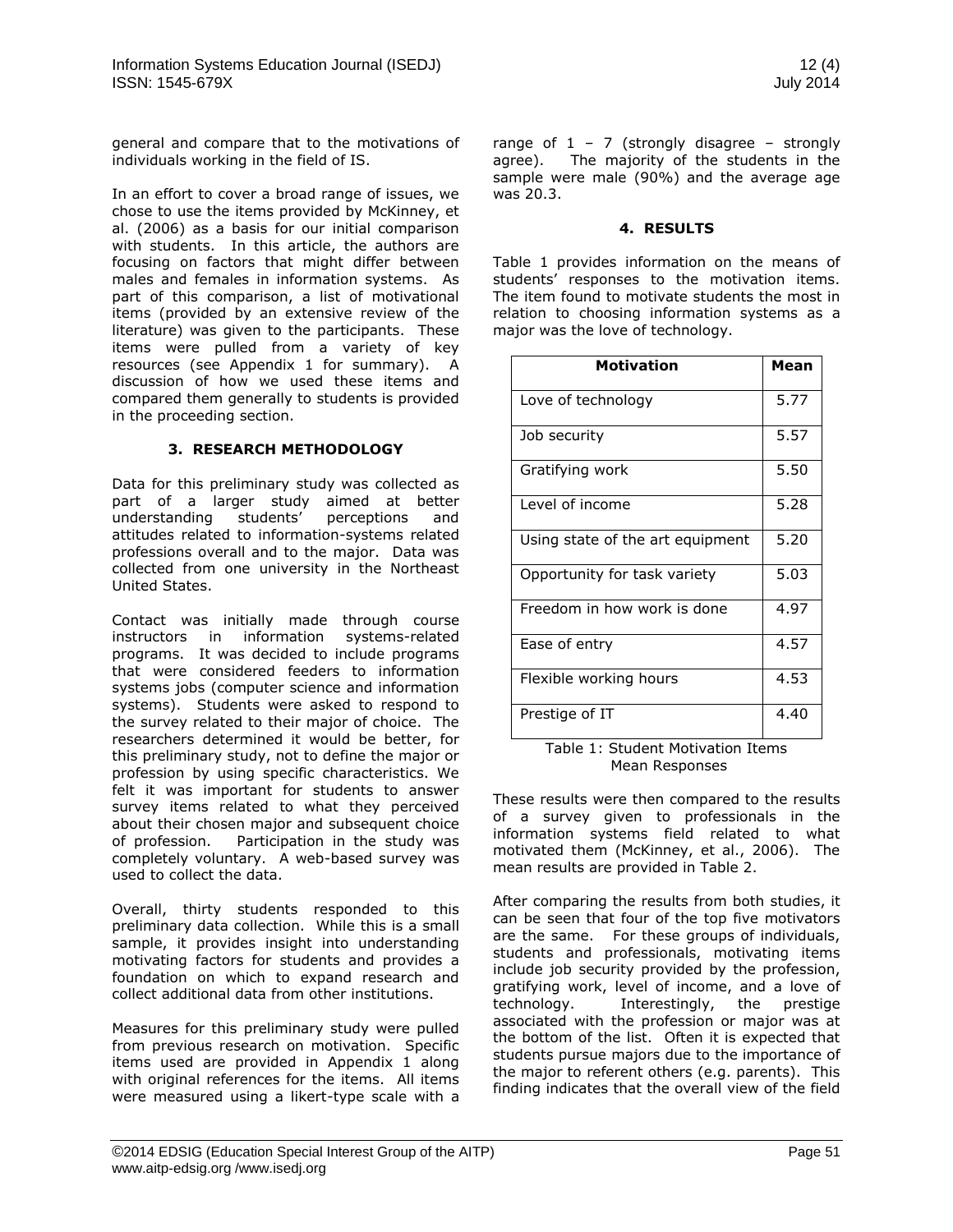general and compare that to the motivations of individuals working in the field of IS.

In an effort to cover a broad range of issues, we chose to use the items provided by McKinney, et al. (2006) as a basis for our initial comparison with students. In this article, the authors are focusing on factors that might differ between males and females in information systems. As part of this comparison, a list of motivational items (provided by an extensive review of the literature) was given to the participants. These items were pulled from a variety of key resources (see Appendix 1 for summary). A discussion of how we used these items and compared them generally to students is provided in the proceeding section.

## 3. RESEARCH METHODOLOGY

Data for this preliminary study was collected as part of a larger study aimed at better understanding students' perceptions and attitudes related to information-systems related professions overall and to the major. Data was collected from one university in the Northeast United States.

Contact was initially made through course instructors in information systems-related programs. It was decided to include programs that were considered feeders to information systems jobs (computer science and information systems). Students were asked to respond to the survey related to their major of choice. The researchers determined it would be better, for this preliminary study, not to define the major or profession by using specific characteristics. We felt it was important for students to answer survey items related to what they perceived about their chosen major and subsequent choice of profession. Participation in the study was completely voluntary. A web-based survey was used to collect the data.

Overall, thirty students responded to this preliminary data collection. While this is a small sample, it provides insight into understanding motivating factors for students and provides a foundation on which to expand research and collect additional data from other institutions.

Measures for this preliminary study were pulled from previous research on motivation. Specific items used are provided in Appendix 1 along with original references for the items. All items were measured using a likert-type scale with a range of 1 – 7 (strongly disagree – strongly agree). The majority of the students in the sample were male (90%) and the average age was 20.3.

## 4. RESULTS

Table 1 provides information on the means of students' responses to the motivation items. The item found to motivate students the most in relation to choosing information systems as a major was the love of technology.

| Motivation | Mean |
|---|---|
| Love of technology | 5.77 |
| Job security | 5.57 |
| Gratifying work | 5.50 |
| Level of income | 5.28 |
| Using state of the art equipment | 5.20 |
| Opportunity for task variety | 5.03 |
| Freedom in how work is done | 4.97 |
| Ease of entry | 4.57 |
| Flexible working hours | 4.53 |
| Prestige of IT | 4.40 |

Table 1: Student Motivation Items Mean Responses

These results were then compared to the results of a survey given to professionals in the information systems field related to what motivated them (McKinney, et al., 2006). The mean results are provided in Table 2.

After comparing the results from both studies, it can be seen that four of the top five motivators are the same. For these groups of individuals, students and professionals, motivating items include job security provided by the profession, gratifying work, level of income, and a love of technology. Interestingly, the prestige associated with the profession or major was at the bottom of the list. Often it is expected that students pursue majors due to the importance of the major to referent others (e.g. parents). This finding indicates that the overall view of the field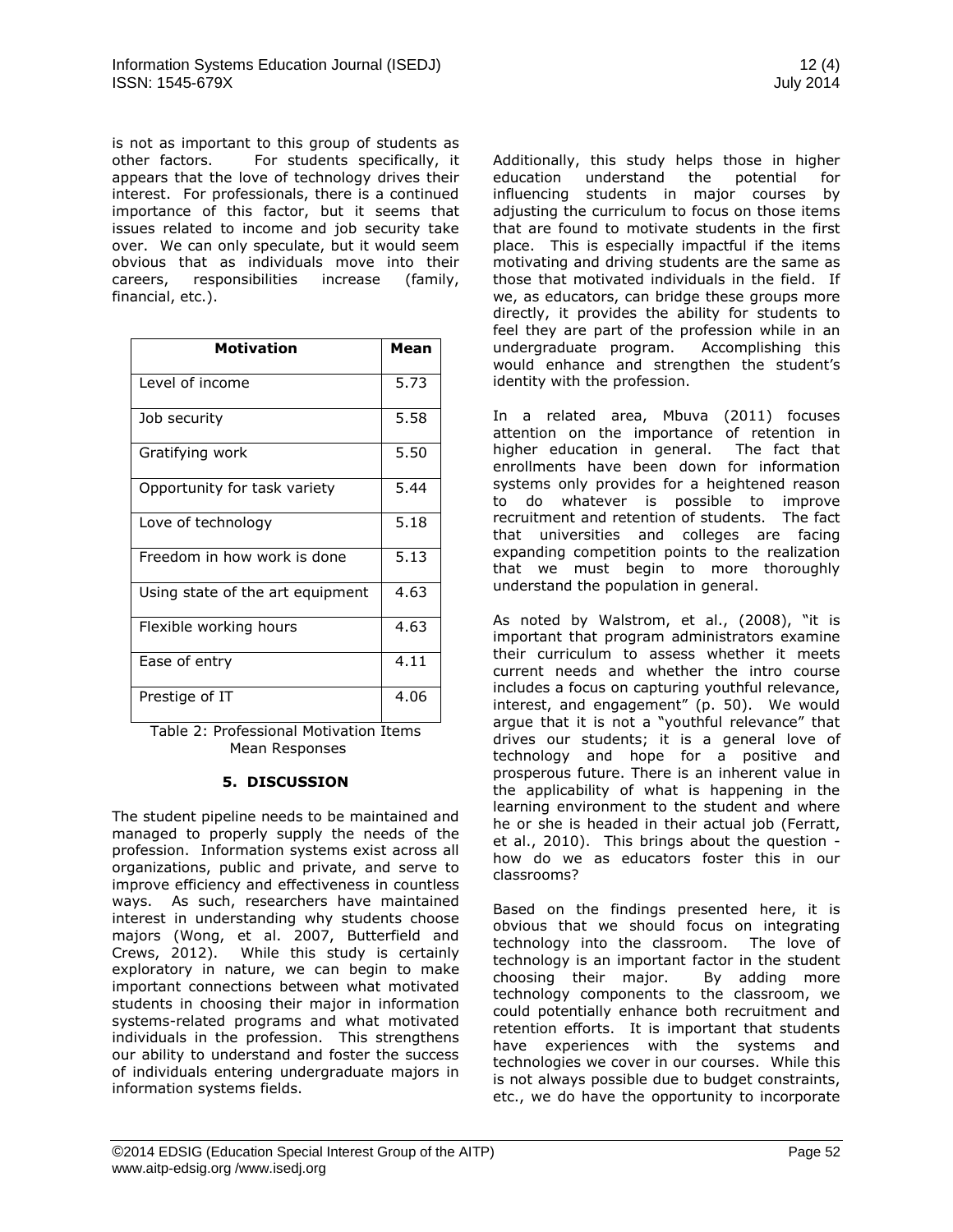is not as important to this group of students as other factors. For students specifically, it appears that the love of technology drives their interest. For professionals, there is a continued importance of this factor, but it seems that issues related to income and job security take over. We can only speculate, but it would seem obvious that as individuals move into their careers, responsibilities increase (family, financial, etc.).

| Motivation | Mean |
|---|---|
| Level of income | 5.73 |
| Job security | 5.58 |
| Gratifying work | 5.50 |
| Opportunity for task variety | 5.44 |
| Love of technology | 5.18 |
| Freedom in how work is done | 5.13 |
| Using state of the art equipment | 4.63 |
| Flexible working hours | 4.63 |
| Ease of entry | 4.11 |
| Prestige of IT | 4.06 |

Table 2: Professional Motivation Items Mean Responses

## 5. DISCUSSION

The student pipeline needs to be maintained and managed to properly supply the needs of the profession. Information systems exist across all organizations, public and private, and serve to improve efficiency and effectiveness in countless ways. As such, researchers have maintained interest in understanding why students choose majors (Wong, et al. 2007, Butterfield and Crews, 2012). While this study is certainly exploratory in nature, we can begin to make important connections between what motivated students in choosing their major in information systems-related programs and what motivated individuals in the profession. This strengthens our ability to understand and foster the success of individuals entering undergraduate majors in information systems fields.

Additionally, this study helps those in higher education understand the potential for influencing students in major courses by adjusting the curriculum to focus on those items that are found to motivate students in the first place. This is especially impactful if the items motivating and driving students are the same as those that motivated individuals in the field. If we, as educators, can bridge these groups more directly, it provides the ability for students to feel they are part of the profession while in an undergraduate program. Accomplishing this would enhance and strengthen the student's identity with the profession.

In a related area, Mbuva (2011) focuses attention on the importance of retention in higher education in general. The fact that enrollments have been down for information systems only provides for a heightened reason to do whatever is possible to improve recruitment and retention of students. The fact that universities and colleges are facing expanding competition points to the realization that we must begin to more thoroughly understand the population in general.

As noted by Walstrom, et al., (2008), "it is important that program administrators examine their curriculum to assess whether it meets current needs and whether the intro course includes a focus on capturing youthful relevance, interest, and engagement" (p. 50). We would argue that it is not a "youthful relevance" that drives our students; it is a general love of technology and hope for a positive and prosperous future. There is an inherent value in the applicability of what is happening in the learning environment to the student and where he or she is headed in their actual job (Ferratt, et al., 2010). This brings about the question - how do we as educators foster this in our classrooms?

Based on the findings presented here, it is obvious that we should focus on integrating technology into the classroom. The love of technology is an important factor in the student choosing their major. By adding more technology components to the classroom, we could potentially enhance both recruitment and retention efforts. It is important that students have experiences with the systems and technologies we cover in our courses. While this is not always possible due to budget constraints, etc., we do have the opportunity to incorporate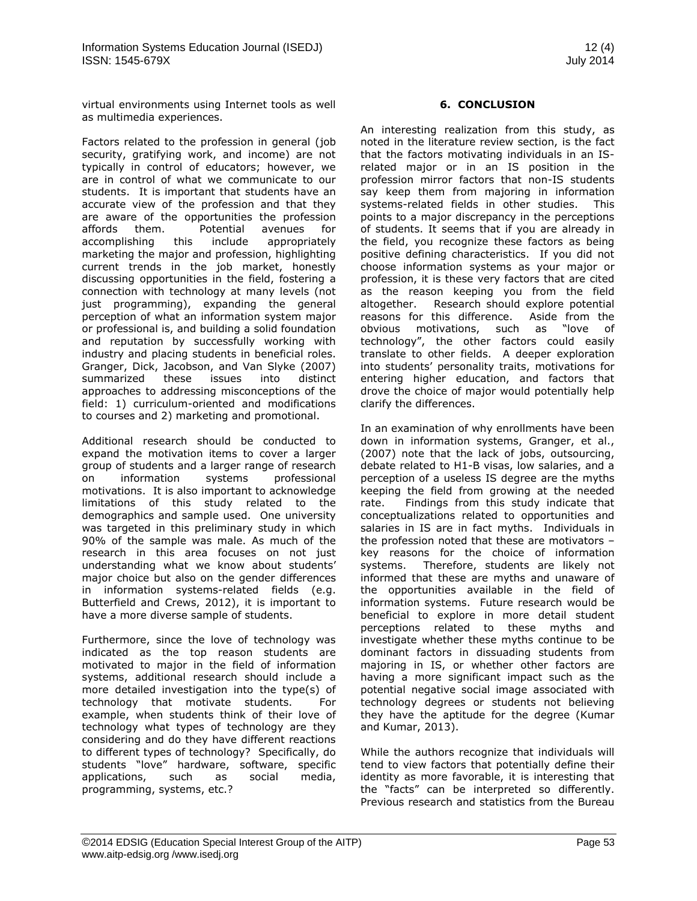virtual environments using Internet tools as well as multimedia experiences.

Factors related to the profession in general (job security, gratifying work, and income) are not typically in control of educators; however, we are in control of what we communicate to our students. It is important that students have an accurate view of the profession and that they are aware of the opportunities the profession affords them. Potential avenues for accomplishing this include appropriately marketing the major and profession, highlighting current trends in the job market, honestly discussing opportunities in the field, fostering a connection with technology at many levels (not just programming), expanding the general perception of what an information system major or professional is, and building a solid foundation and reputation by successfully working with industry and placing students in beneficial roles. Granger, Dick, Jacobson, and Van Slyke (2007) summarized these issues into distinct approaches to addressing misconceptions of the field: 1) curriculum-oriented and modifications to courses and 2) marketing and promotional.

Additional research should be conducted to expand the motivation items to cover a larger group of students and a larger range of research on information systems professional motivations. It is also important to acknowledge limitations of this study related to the demographics and sample used. One university was targeted in this preliminary study in which 90% of the sample was male. As much of the research in this area focuses on not just understanding what we know about students' major choice but also on the gender differences in information systems-related fields (e.g. Butterfield and Crews, 2012), it is important to have a more diverse sample of students.

Furthermore, since the love of technology was indicated as the top reason students are motivated to major in the field of information systems, additional research should include a more detailed investigation into the type(s) of technology that motivate students. For example, when students think of their love of technology what types of technology are they considering and do they have different reactions to different types of technology? Specifically, do students "love" hardware, software, specific applications, such as social media, programming, systems, etc.?

## 6. CONCLUSION

An interesting realization from this study, as noted in the literature review section, is the fact that the factors motivating individuals in an IS-related major or in an IS position in the profession mirror factors that non-IS students say keep them from majoring in information systems-related fields in other studies. This points to a major discrepancy in the perceptions of students. It seems that if you are already in the field, you recognize these factors as being positive defining characteristics. If you did not choose information systems as your major or profession, it is these very factors that are cited as the reason keeping you from the field altogether. Research should explore potential reasons for this difference. Aside from the obvious motivations, such as "love of technology", the other factors could easily translate to other fields. A deeper exploration into students' personality traits, motivations for entering higher education, and factors that drove the choice of major would potentially help clarify the differences.

In an examination of why enrollments have been down in information systems, Granger, et al., (2007) note that the lack of jobs, outsourcing, debate related to H1-B visas, low salaries, and a perception of a useless IS degree are the myths keeping the field from growing at the needed rate. Findings from this study indicate that conceptualizations related to opportunities and salaries in IS are in fact myths. Individuals in the profession noted that these are motivators – key reasons for the choice of information systems. Therefore, students are likely not informed that these are myths and unaware of the opportunities available in the field of information systems. Future research would be beneficial to explore in more detail student perceptions related to these myths and investigate whether these myths continue to be dominant factors in dissuading students from majoring in IS, or whether other factors are having a more significant impact such as the potential negative social image associated with technology degrees or students not believing they have the aptitude for the degree (Kumar and Kumar, 2013).

While the authors recognize that individuals will tend to view factors that potentially define their identity as more favorable, it is interesting that the "facts" can be interpreted so differently. Previous research and statistics from the Bureau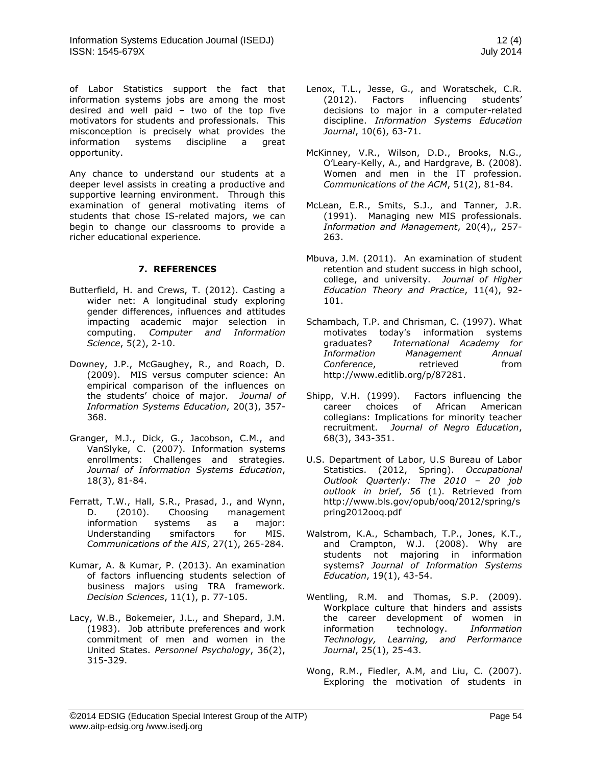of Labor Statistics support the fact that information systems jobs are among the most desired and well paid – two of the top five motivators for students and professionals. This misconception is precisely what provides the information systems discipline a great opportunity.

Any chance to understand our students at a deeper level assists in creating a productive and supportive learning environment. Through this examination of general motivating items of students that chose IS-related majors, we can begin to change our classrooms to provide a richer educational experience.

## 7. REFERENCES

Butterfield, H. and Crews, T. (2012). Casting a wider net: A longitudinal study exploring gender differences, influences and attitudes impacting academic major selection in computing. *Computer and Information Science*, 5(2), 2-10.

Downey, J.P., McGaughey, R., and Roach, D. (2009). MIS versus computer science: An empirical comparison of the influences on the students' choice of major. *Journal of Information Systems Education*, 20(3), 357-368.

Granger, M.J., Dick, G., Jacobson, C.M., and VanSlyke, C. (2007). Information systems enrollments: Challenges and strategies. *Journal of Information Systems Education*, 18(3), 81-84.

Ferratt, T.W., Hall, S.R., Prasad, J., and Wynn, D. (2010). Choosing management information systems as a major: Understanding smifactors for MIS. *Communications of the AIS*, 27(1), 265-284.

Kumar, A. & Kumar, P. (2013). An examination of factors influencing students selection of business majors using TRA framework. *Decision Sciences*, 11(1), p. 77-105.

Lacy, W.B., Bokemeier, J.L., and Shepard, J.M. (1983). Job attribute preferences and work commitment of men and women in the United States. *Personnel Psychology*, 36(2), 315-329.

Lenox, T.L., Jesse, G., and Woratschek, C.R. (2012). Factors influencing students' decisions to major in a computer-related discipline. *Information Systems Education Journal*, 10(6), 63-71.

McKinney, V.R., Wilson, D.D., Brooks, N.G., O'Leary-Kelly, A., and Hardgrave, B. (2008). Women and men in the IT profession. *Communications of the ACM*, 51(2), 81-84.

McLean, E.R., Smits, S.J., and Tanner, J.R. (1991). Managing new MIS professionals. *Information and Management*, 20(4),, 257-263.

Mbuva, J.M. (2011). An examination of student retention and student success in high school, college, and university. *Journal of Higher Education Theory and Practice*, 11(4), 92-101.

Schambach, T.P. and Chrisman, C. (1997). What motivates today's information systems graduates? *International Academy for Information Management Annual Conference*, retrieved from http://www.editlib.org/p/87281.

Shipp, V.H. (1999). Factors influencing the career choices of African American collegians: Implications for minority teacher recruitment. *Journal of Negro Education*, 68(3), 343-351.

U.S. Department of Labor, U.S Bureau of Labor Statistics. (2012, Spring). *Occupational Outlook Quarterly: The 2010 – 20 job outlook in brief*, *56* (1). Retrieved from http://www.bls.gov/opub/ooq/2012/spring/spring2012ooq.pdf

Walstrom, K.A., Schambach, T.P., Jones, K.T., and Crampton, W.J. (2008). Why are students not majoring in information systems? *Journal of Information Systems Education*, 19(1), 43-54.

Wentling, R.M. and Thomas, S.P. (2009). Workplace culture that hinders and assists the career development of women in information technology. *Information Technology, Learning, and Performance Journal*, 25(1), 25-43.

Wong, R.M., Fiedler, A.M, and Liu, C. (2007). Exploring the motivation of students in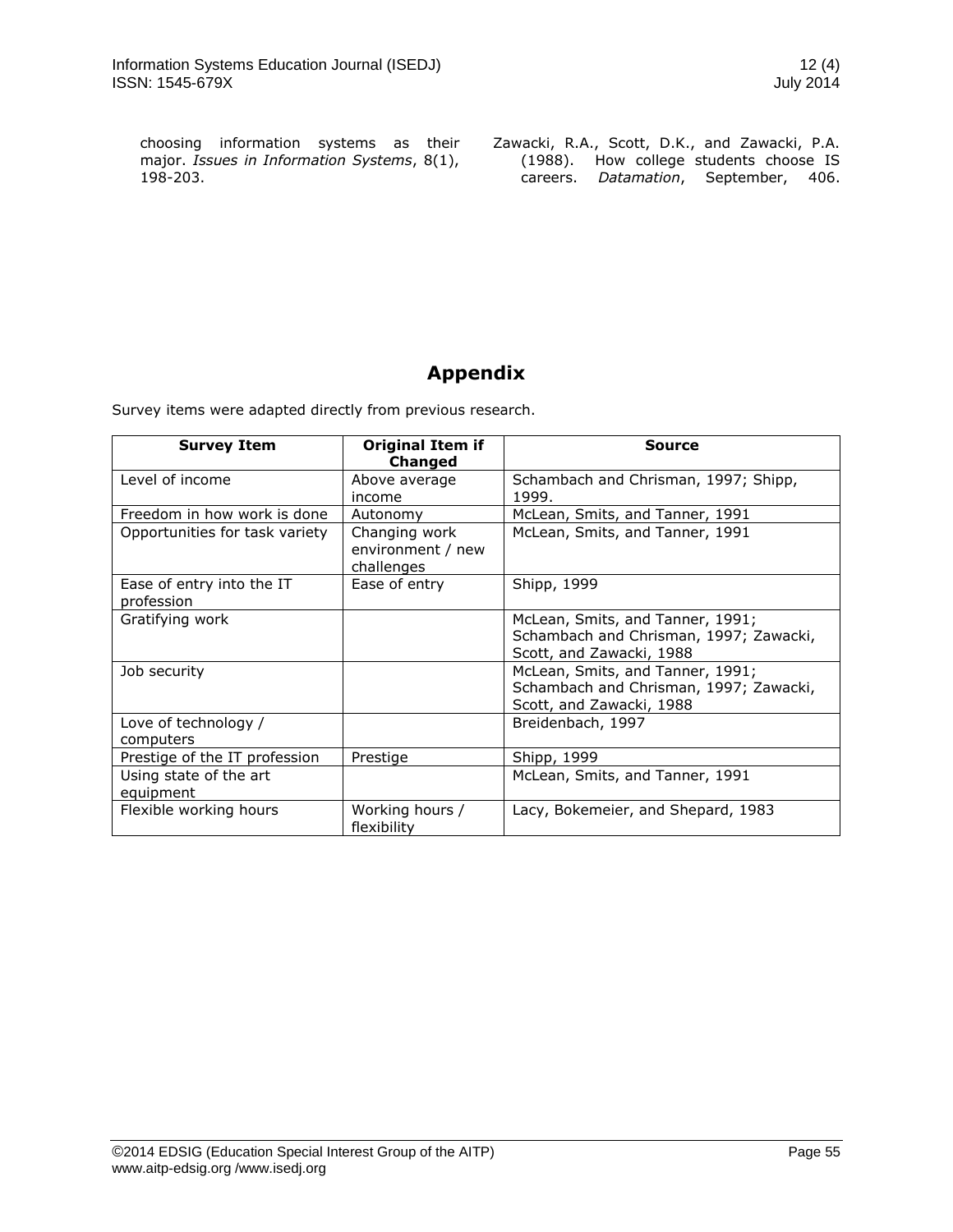choosing information systems as their major. *Issues in Information Systems*, 8(1), 198-203.

Zawacki, R.A., Scott, D.K., and Zawacki, P.A. (1988). How college students choose IS careers. *Datamation*, September, 406.

# Appendix

Survey items were adapted directly from previous research.

| Survey Item | Original Item if Changed | Source |
|---|---|---|
| Level of income | Above average income | Schambach and Chrisman, 1997; Shipp, 1999. |
| Freedom in how work is done | Autonomy | McLean, Smits, and Tanner, 1991 |
| Opportunities for task variety | Changing work environment / new challenges | McLean, Smits, and Tanner, 1991 |
| Ease of entry into the IT profession | Ease of entry | Shipp, 1999 |
| Gratifying work | | McLean, Smits, and Tanner, 1991; Schambach and Chrisman, 1997; Zawacki, Scott, and Zawacki, 1988 |
| Job security | | McLean, Smits, and Tanner, 1991; Schambach and Chrisman, 1997; Zawacki, Scott, and Zawacki, 1988 |
| Love of technology / computers | | Breidenbach, 1997 |
| Prestige of the IT profession | Prestige | Shipp, 1999 |
| Using state of the art equipment | | McLean, Smits, and Tanner, 1991 |
| Flexible working hours | Working hours / flexibility | Lacy, Bokemeier, and Shepard, 1983 |